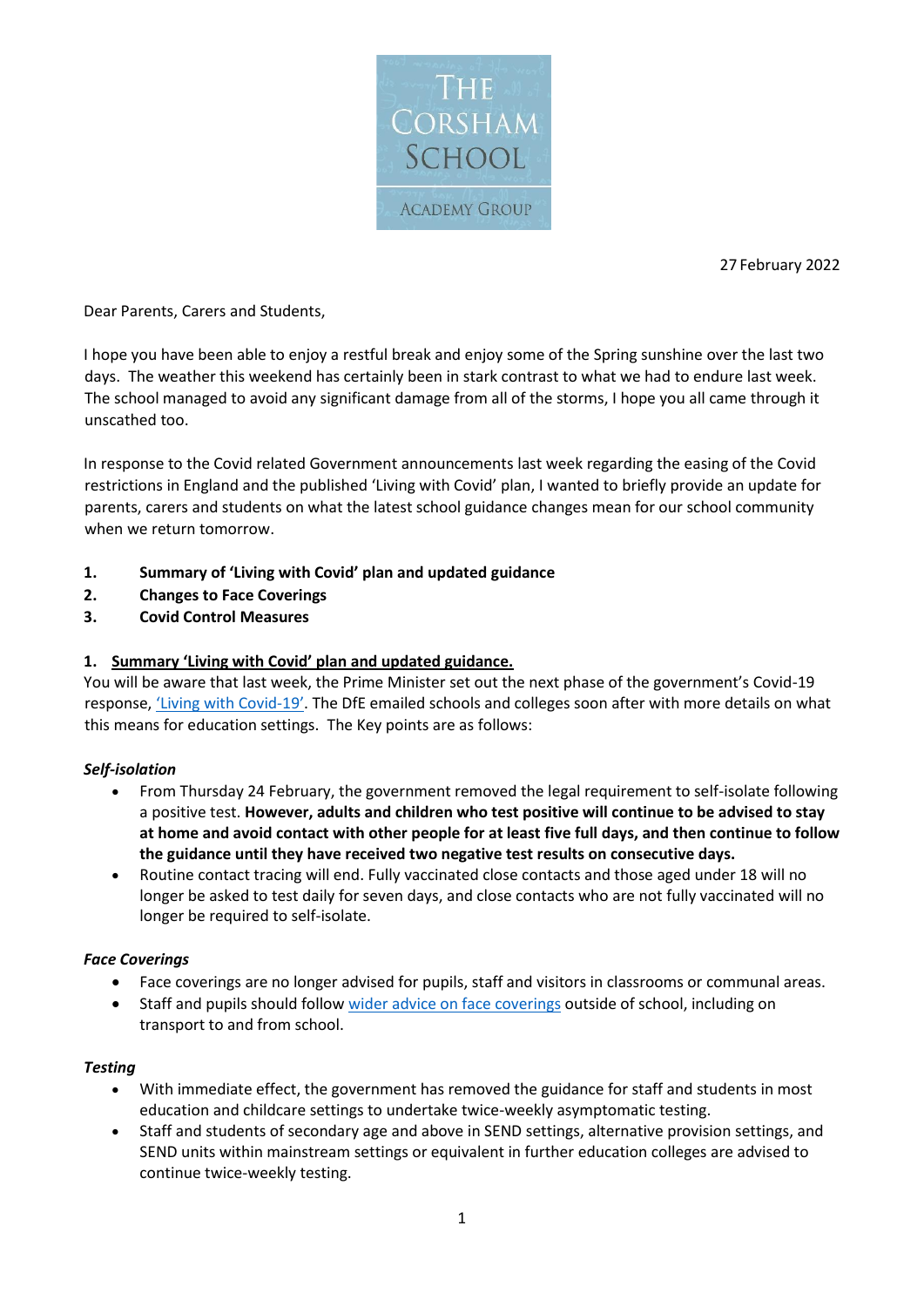The Corsham School

Academy Group

27 February 2022

Dear Parents, Carers and Students,

I hope you have been able to enjoy a restful break and enjoy some of the Spring sunshine over the last two days. The weather this weekend has certainly been in stark contrast to what we had to endure last week. The school managed to avoid any significant damage from all of the storms, I hope you all came through it unscathed too.

In response to the Covid related Government announcements last week regarding the easing of the Covid restrictions in England and the published 'Living with Covid' plan, I wanted to briefly provide an update for parents, carers and students on what the latest school guidance changes mean for our school community when we return tomorrow.

1. **Summary of 'Living with Covid' plan and updated guidance**
2. **Changes to Face Coverings**
3. **Covid Control Measures**

## 1. Summary 'Living with Covid' plan and updated guidance.

You will be aware that last week, the Prime Minister set out the next phase of the government's Covid-19 response, ['Living with Covid-19']. The DfE emailed schools and colleges soon after with more details on what this means for education settings. The Key points are as follows:

### *Self-isolation*

- From Thursday 24 February, the government removed the legal requirement to self-isolate following a positive test. **However, adults and children who test positive will continue to be advised to stay at home and avoid contact with other people for at least five full days, and then continue to follow the guidance until they have received two negative test results on consecutive days.**
- Routine contact tracing will end. Fully vaccinated close contacts and those aged under 18 will no longer be asked to test daily for seven days, and close contacts who are not fully vaccinated will no longer be required to self-isolate.

### *Face Coverings*

- Face coverings are no longer advised for pupils, staff and visitors in classrooms or communal areas.
- Staff and pupils should follow [wider advice on face coverings] outside of school, including on transport to and from school.

### *Testing*

- With immediate effect, the government has removed the guidance for staff and students in most education and childcare settings to undertake twice-weekly asymptomatic testing.
- Staff and students of secondary age and above in SEND settings, alternative provision settings, and SEND units within mainstream settings or equivalent in further education colleges are advised to continue twice-weekly testing.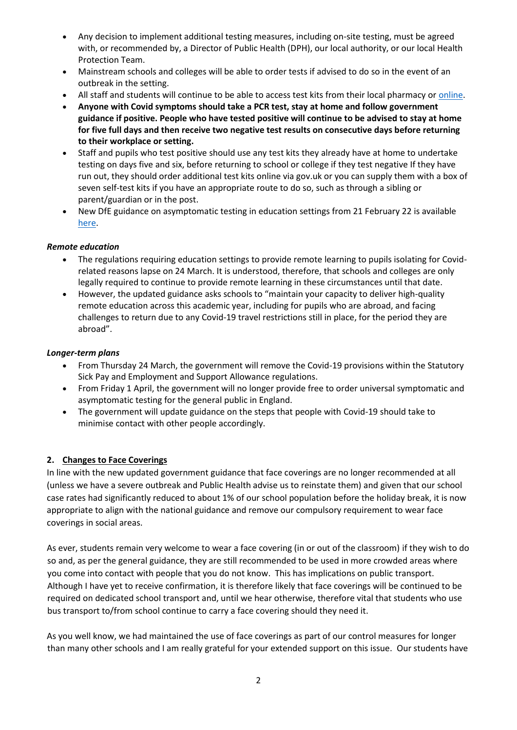- Any decision to implement additional testing measures, including on-site testing, must be agreed with, or recommended by, a Director of Public Health (DPH), our local authority, or our local Health Protection Team.
- Mainstream schools and colleges will be able to order tests if advised to do so in the event of an outbreak in the setting.
- All staff and students will continue to be able to access test kits from their local pharmacy or [online](#).
- **Anyone with Covid symptoms should take a PCR test, stay at home and follow government guidance if positive. People who have tested positive will continue to be advised to stay at home for five full days and then receive two negative test results on consecutive days before returning to their workplace or setting.**
- Staff and pupils who test positive should use any test kits they already have at home to undertake testing on days five and six, before returning to school or college if they test negative If they have run out, they should order additional test kits online via gov.uk or you can supply them with a box of seven self-test kits if you have an appropriate route to do so, such as through a sibling or parent/guardian or in the post.
- New DfE guidance on asymptomatic testing in education settings from 21 February 22 is available [here](#).

***Remote education***

- The regulations requiring education settings to provide remote learning to pupils isolating for Covid-related reasons lapse on 24 March. It is understood, therefore, that schools and colleges are only legally required to continue to provide remote learning in these circumstances until that date.
- However, the updated guidance asks schools to "maintain your capacity to deliver high-quality remote education across this academic year, including for pupils who are abroad, and facing challenges to return due to any Covid-19 travel restrictions still in place, for the period they are abroad".

***Longer-term plans***

- From Thursday 24 March, the government will remove the Covid-19 provisions within the Statutory Sick Pay and Employment and Support Allowance regulations.
- From Friday 1 April, the government will no longer provide free to order universal symptomatic and asymptomatic testing for the general public in England.
- The government will update guidance on the steps that people with Covid-19 should take to minimise contact with other people accordingly.

## 2. **Changes to Face Coverings**

In line with the new updated government guidance that face coverings are no longer recommended at all (unless we have a severe outbreak and Public Health advise us to reinstate them) and given that our school case rates had significantly reduced to about 1% of our school population before the holiday break, it is now appropriate to align with the national guidance and remove our compulsory requirement to wear face coverings in social areas.

As ever, students remain very welcome to wear a face covering (in or out of the classroom) if they wish to do so and, as per the general guidance, they are still recommended to be used in more crowded areas where you come into contact with people that you do not know. This has implications on public transport. Although I have yet to receive confirmation, it is therefore likely that face coverings will be continued to be required on dedicated school transport and, until we hear otherwise, therefore vital that students who use bus transport to/from school continue to carry a face covering should they need it.

As you well know, we had maintained the use of face coverings as part of our control measures for longer than many other schools and I am really grateful for your extended support on this issue. Our students have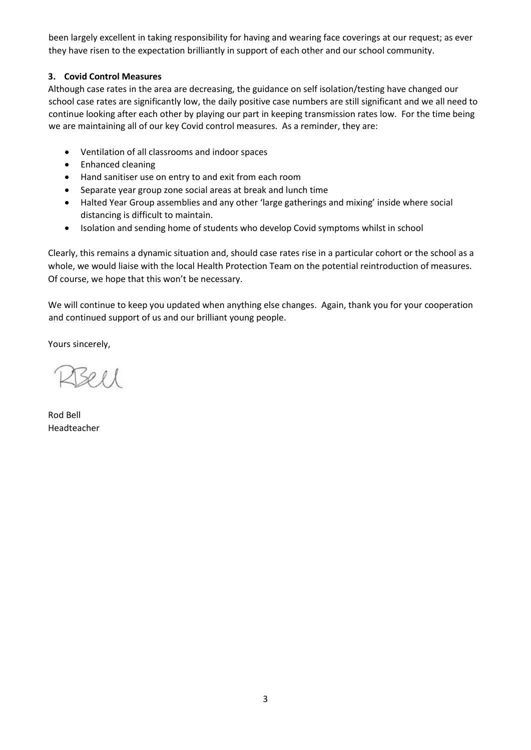been largely excellent in taking responsibility for having and wearing face coverings at our request; as ever they have risen to the expectation brilliantly in support of each other and our school community.

### 3. Covid Control Measures

Although case rates in the area are decreasing, the guidance on self isolation/testing have changed our school case rates are significantly low, the daily positive case numbers are still significant and we all need to continue looking after each other by playing our part in keeping transmission rates low. For the time being we are maintaining all of our key Covid control measures. As a reminder, they are:

- Ventilation of all classrooms and indoor spaces
- Enhanced cleaning
- Hand sanitiser use on entry to and exit from each room
- Separate year group zone social areas at break and lunch time
- Halted Year Group assemblies and any other 'large gatherings and mixing' inside where social distancing is difficult to maintain.
- Isolation and sending home of students who develop Covid symptoms whilst in school

Clearly, this remains a dynamic situation and, should case rates rise in a particular cohort or the school as a whole, we would liaise with the local Health Protection Team on the potential reintroduction of measures. Of course, we hope that this won't be necessary.

We will continue to keep you updated when anything else changes. Again, thank you for your cooperation and continued support of us and our brilliant young people.

Yours sincerely,

RBell

Rod Bell
Headteacher